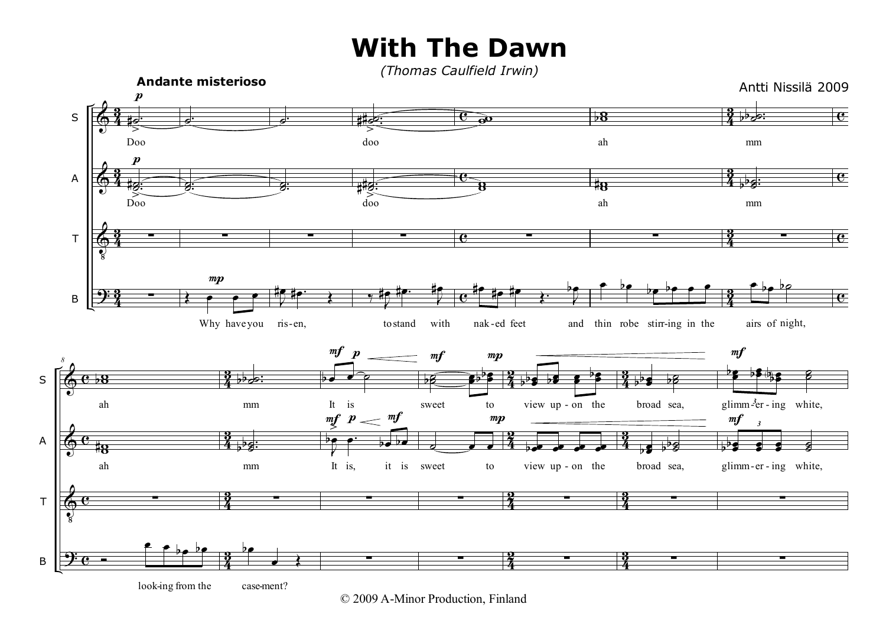# With The Dawn

*(Thomas Caulfield Irwin)*

**Andante misterioso**

Antti Nissilä 2009

S: Doo doo ah mm

A: Doo doo ah mm

B: Why have you ris-en, to stand with nak-ed feet and thin robe stirr-ing in the airs of night,

S: ah mm It is sweet to view up-on the broad sea, glimm-er-ing white,

A: ah mm It is, it is sweet to view up-on the broad sea, glimm-er-ing white,

B: look-ing from the case-ment?

© 2009 A-Minor Production, Finland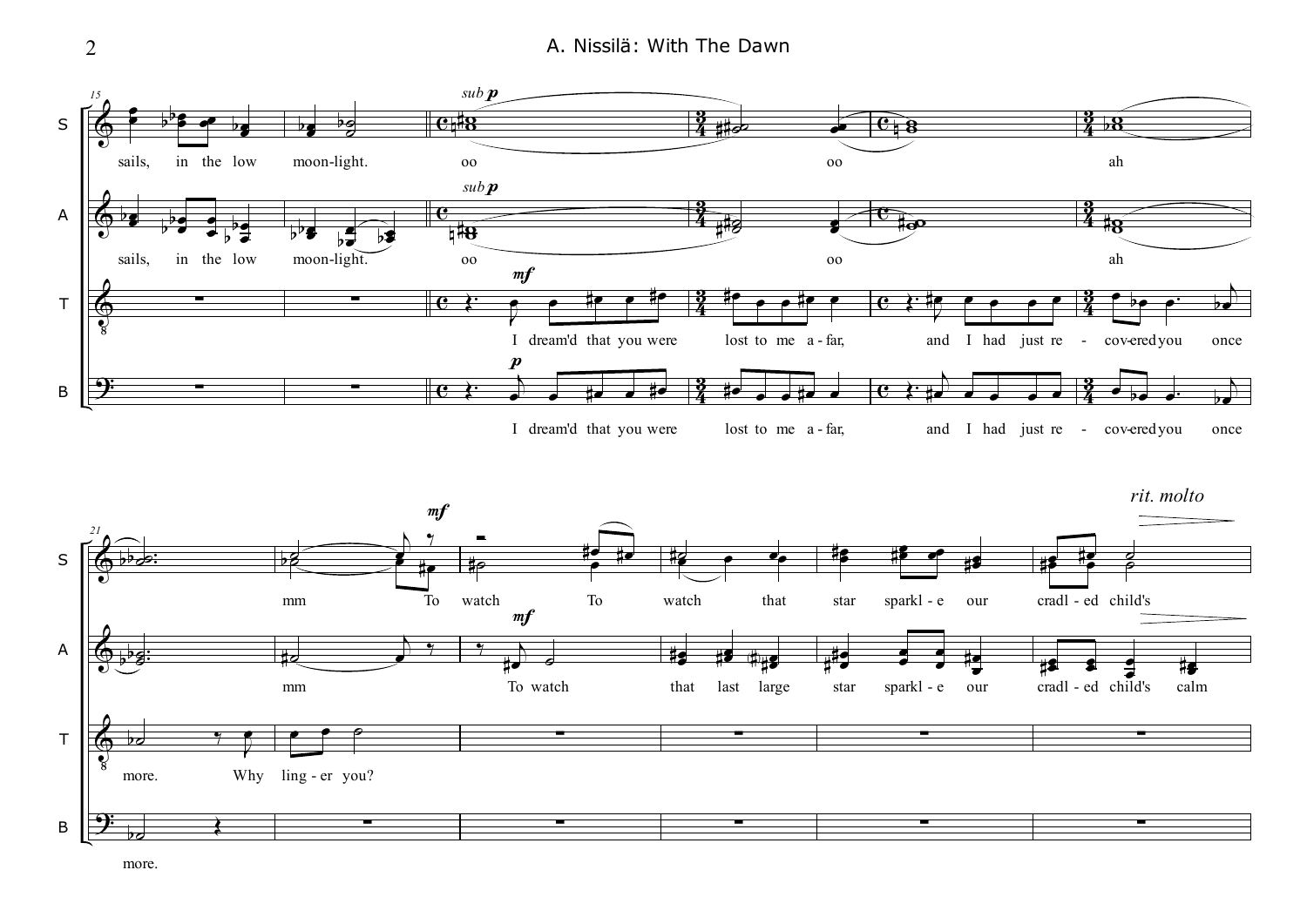**S:** sails, in the low moon-light. oo oo ah mm To watch To watch that star sparkl - e our cradl - ed child's

**A:** sails, in the low moon-light. oo oo ah mm To watch that last large star sparkl - e our cradl - ed child's calm

**T:** I dream'd that you were lost to me a - far, and I had just re - cov-ered you once more. Why ling - er you?

**B:** I dream'd that you were lost to me a - far, and I had just re - cov-ered you once more.

*sub* **p** — **mf** — **p** — *rit. molto*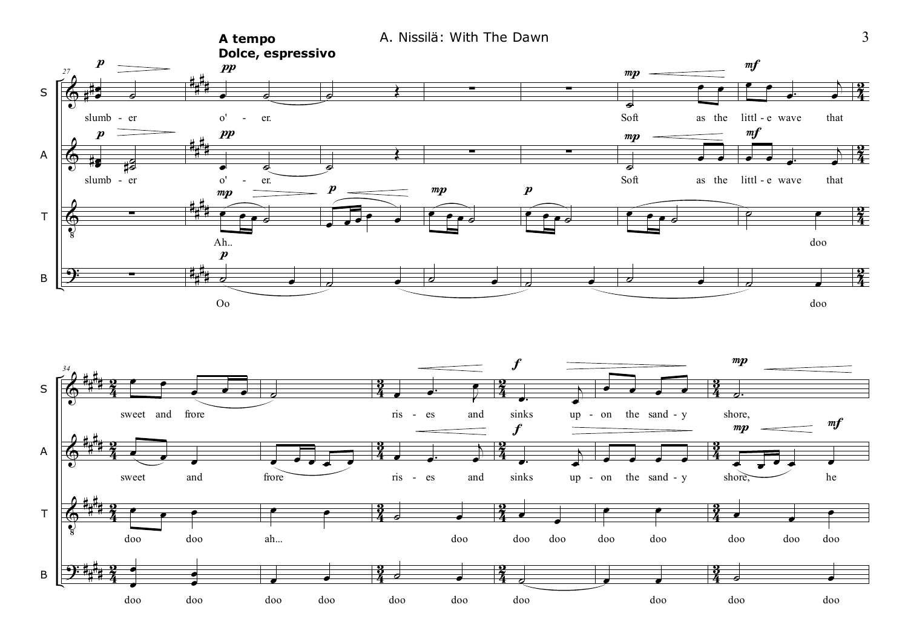**A tempo**
**Dolce, espressivo**

S: slumb - er o' - er. Soft as the littl - e wave that sweet and frore ris - es and sinks up - on the sand - y shore,

A: slumb - er o' - er. Soft as the littl - e wave that sweet and frore ris - es and sinks up - on the sand - y shore, he

T: Ah.. doo doo doo ah... doo doo doo doo doo doo doo doo

B: Oo doo doo doo doo doo doo doo doo doo doo doo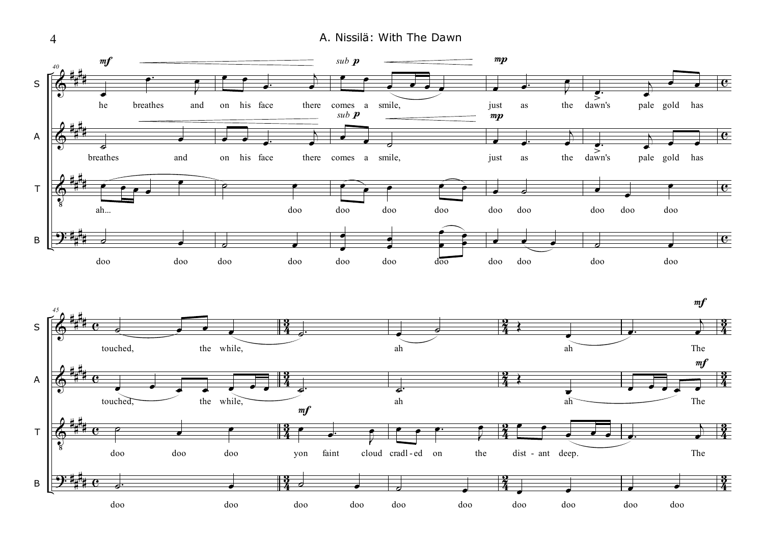**S:** he breathes and on his face there comes a smile, just as the dawn's pale gold has

**A:** breathes and on his face there comes a smile, just as the dawn's pale gold has

**T:** ah... doo doo doo doo doo doo doo doo doo

**B:** doo doo doo doo doo doo doo doo doo doo doo

**S:** touched, the while, ah ah The

**A:** touched, the while, ah ah The

**T:** doo doo doo yon faint cloud cradl-ed on the dist-ant deep. The

**B:** doo doo doo doo doo doo doo doo doo doo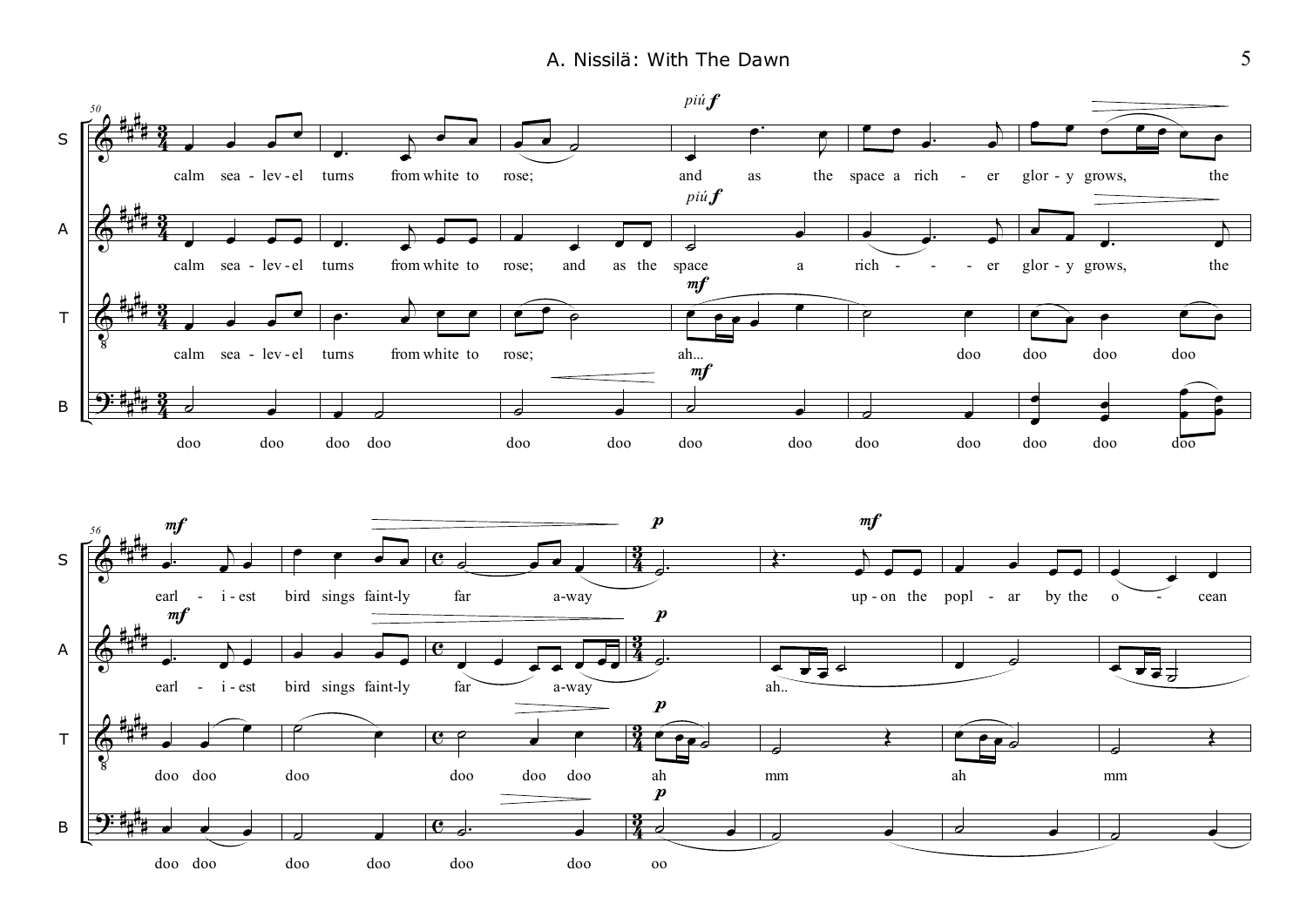**S:** calm sea-lev-el turns from white to rose; *più f* and as the space a rich-er glor-y grows, the

**A:** calm sea-lev-el turns from white to rose; and as the *più f* space a rich-er glor-y grows, the

**T:** calm sea-lev-el turns from white to rose; *mf* ah... doo doo doo doo

**B:** doo doo doo doo doo doo *mf* doo doo doo doo doo doo doo

**S:** *mf* earl-i-est bird sings faint-ly far a-way *p* *mf* up-on the popl-ar by the o-cean

**A:** *mf* earl-i-est bird sings faint-ly far a-way *p* ah..

**T:** doo doo doo doo doo doo *p* ah mm ah mm

**B:** doo doo doo doo doo doo *p* oo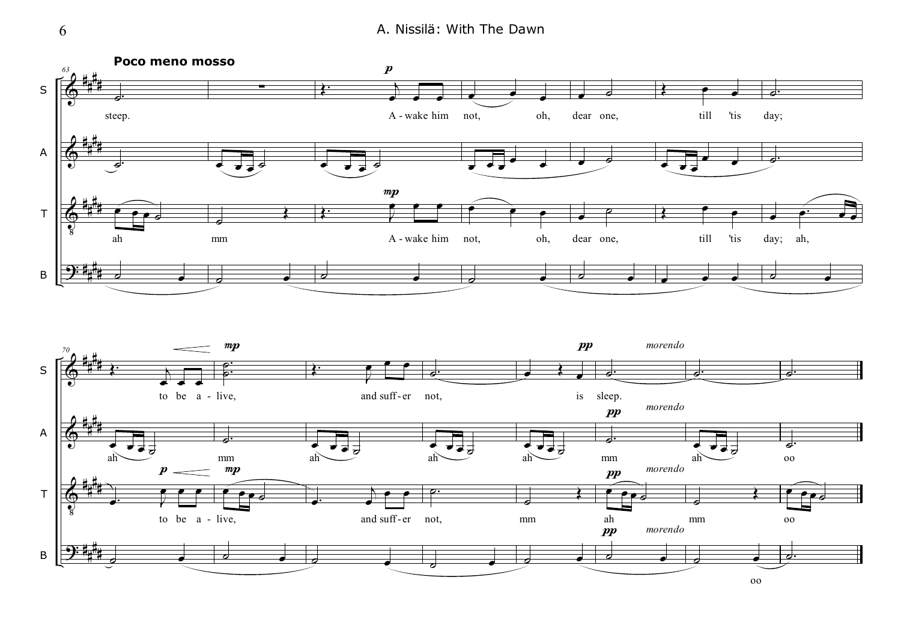**Poco meno mosso**

S: steep. A - wake him not, oh, dear one, till 'tis day; to be a - live, and suff - er not, is sleep.

A: ah mm ah ah ah mm ah oo

T: ah mm A - wake him not, oh, dear one, till 'tis day; ah, to be a - live, and suff - er not, mm ah mm oo

B: oo

*morendo*